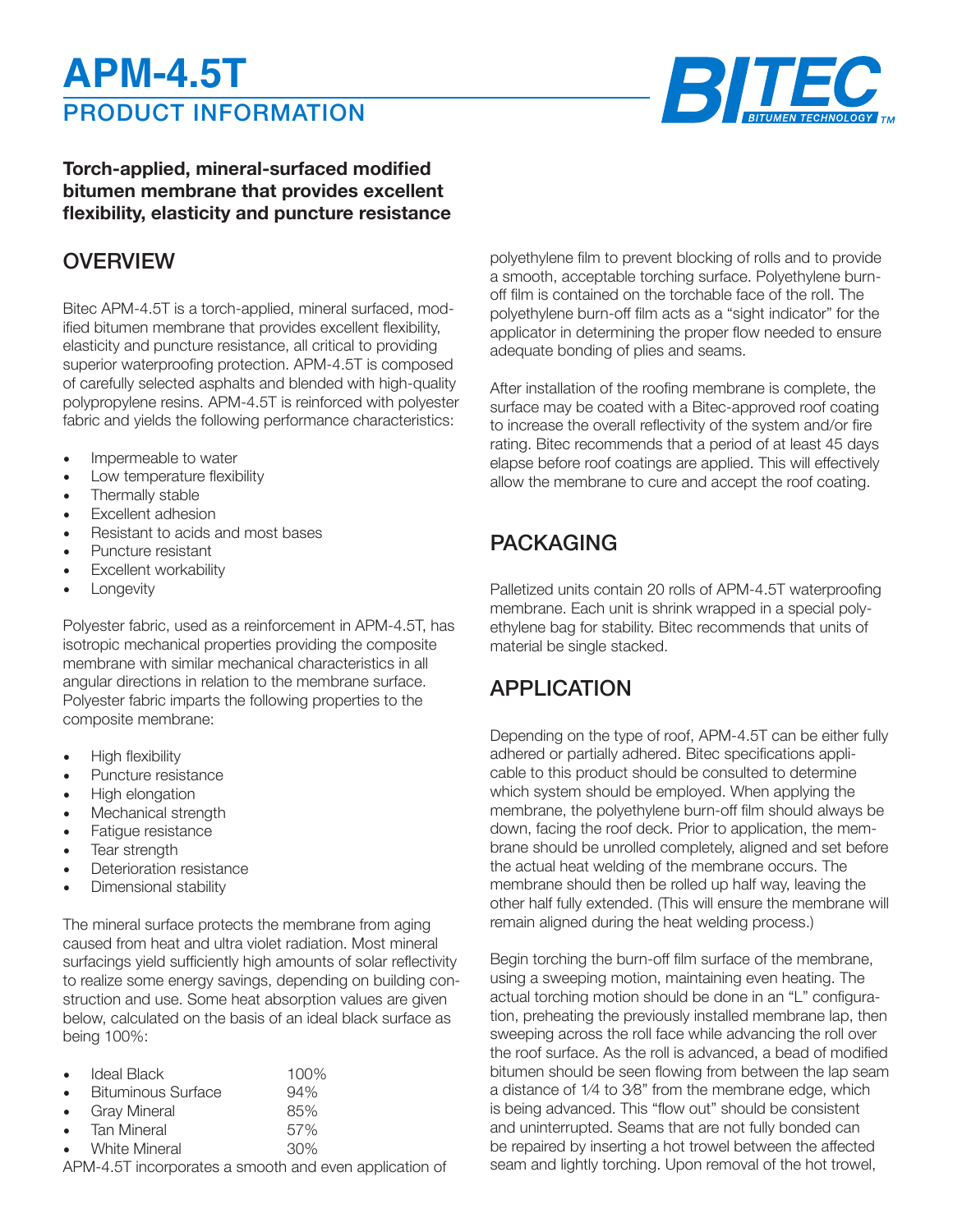# APM-4.5T

## PRODUCT INFORMATION

**Torch-applied, mineral-surfaced modified bitumen membrane that provides excellent flexibility, elasticity and puncture resistance**

## OVERVIEW

Bitec APM-4.5T is a torch-applied, mineral surfaced, modified bitumen membrane that provides excellent flexibility, elasticity and puncture resistance, all critical to providing superior waterproofing protection. APM-4.5T is composed of carefully selected asphalts and blended with high-quality polypropylene resins. APM-4.5T is reinforced with polyester fabric and yields the following performance characteristics:

- Impermeable to water
- Low temperature flexibility
- Thermally stable
- Excellent adhesion
- Resistant to acids and most bases
- Puncture resistant
- Excellent workability
- Longevity

Polyester fabric, used as a reinforcement in APM-4.5T, has isotropic mechanical properties providing the composite membrane with similar mechanical characteristics in all angular directions in relation to the membrane surface. Polyester fabric imparts the following properties to the composite membrane:

- High flexibility
- Puncture resistance
- High elongation
- Mechanical strength
- Fatigue resistance
- Tear strength
- Deterioration resistance
- Dimensional stability

The mineral surface protects the membrane from aging caused from heat and ultra violet radiation. Most mineral surfacings yield sufficiently high amounts of solar reflectivity to realize some energy savings, depending on building construction and use. Some heat absorption values are given below, calculated on the basis of an ideal black surface as being 100%:

- Ideal Black 100%
- Bituminous Surface 94%
- Gray Mineral 85%
- Tan Mineral 57%
- White Mineral 30%

APM-4.5T incorporates a smooth and even application of polyethylene film to prevent blocking of rolls and to provide a smooth, acceptable torching surface. Polyethylene burn-off film is contained on the torchable face of the roll. The polyethylene burn-off film acts as a "sight indicator" for the applicator in determining the proper flow needed to ensure adequate bonding of plies and seams.

After installation of the roofing membrane is complete, the surface may be coated with a Bitec-approved roof coating to increase the overall reflectivity of the system and/or fire rating. Bitec recommends that a period of at least 45 days elapse before roof coatings are applied. This will effectively allow the membrane to cure and accept the roof coating.

## PACKAGING

Palletized units contain 20 rolls of APM-4.5T waterproofing membrane. Each unit is shrink wrapped in a special polyethylene bag for stability. Bitec recommends that units of material be single stacked.

## APPLICATION

Depending on the type of roof, APM-4.5T can be either fully adhered or partially adhered. Bitec specifications applicable to this product should be consulted to determine which system should be employed. When applying the membrane, the polyethylene burn-off film should always be down, facing the roof deck. Prior to application, the membrane should be unrolled completely, aligned and set before the actual heat welding of the membrane occurs. The membrane should then be rolled up half way, leaving the other half fully extended. (This will ensure the membrane will remain aligned during the heat welding process.)

Begin torching the burn-off film surface of the membrane, using a sweeping motion, maintaining even heating. The actual torching motion should be done in an "L" configuration, preheating the previously installed membrane lap, then sweeping across the roll face while advancing the roll over the roof surface. As the roll is advanced, a bead of modified bitumen should be seen flowing from between the lap seam a distance of 1⁄4 to 3⁄8" from the membrane edge, which is being advanced. This "flow out" should be consistent and uninterrupted. Seams that are not fully bonded can be repaired by inserting a hot trowel between the affected seam and lightly torching. Upon removal of the hot trowel,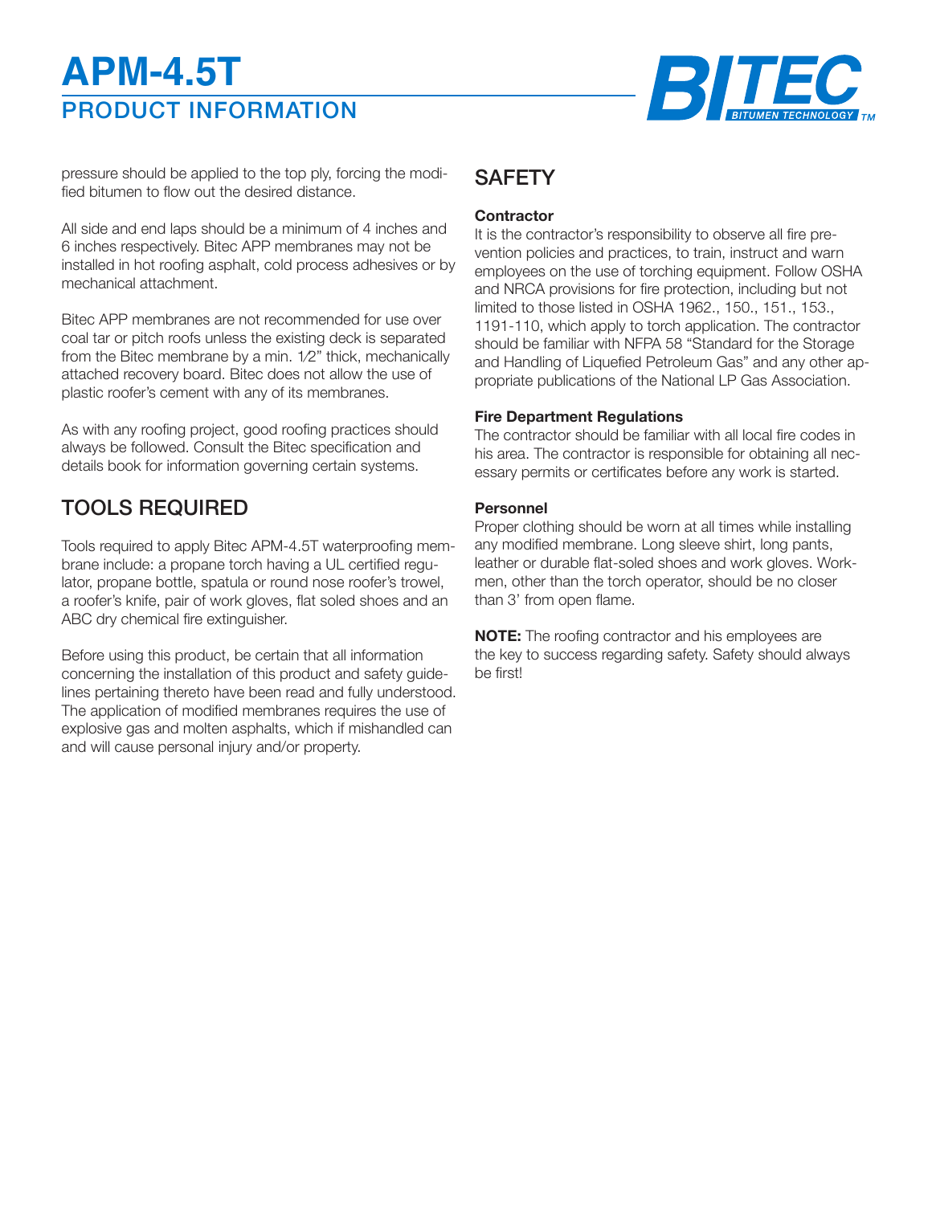pressure should be applied to the top ply, forcing the modified bitumen to flow out the desired distance.

All side and end laps should be a minimum of 4 inches and 6 inches respectively. Bitec APP membranes may not be installed in hot roofing asphalt, cold process adhesives or by mechanical attachment.

Bitec APP membranes are not recommended for use over coal tar or pitch roofs unless the existing deck is separated from the Bitec membrane by a min. 1⁄2" thick, mechanically attached recovery board. Bitec does not allow the use of plastic roofer's cement with any of its membranes.

As with any roofing project, good roofing practices should always be followed. Consult the Bitec specification and details book for information governing certain systems.

## TOOLS REQUIRED

Tools required to apply Bitec APM-4.5T waterproofing membrane include: a propane torch having a UL certified regulator, propane bottle, spatula or round nose roofer's trowel, a roofer's knife, pair of work gloves, flat soled shoes and an ABC dry chemical fire extinguisher.

Before using this product, be certain that all information concerning the installation of this product and safety guidelines pertaining thereto have been read and fully understood. The application of modified membranes requires the use of explosive gas and molten asphalts, which if mishandled can and will cause personal injury and/or property.

## SAFETY

### Contractor

It is the contractor's responsibility to observe all fire prevention policies and practices, to train, instruct and warn employees on the use of torching equipment. Follow OSHA and NRCA provisions for fire protection, including but not limited to those listed in OSHA 1962., 150., 151., 153., 1191-110, which apply to torch application. The contractor should be familiar with NFPA 58 "Standard for the Storage and Handling of Liquefied Petroleum Gas" and any other appropriate publications of the National LP Gas Association.

### Fire Department Regulations

The contractor should be familiar with all local fire codes in his area. The contractor is responsible for obtaining all necessary permits or certificates before any work is started.

### Personnel

Proper clothing should be worn at all times while installing any modified membrane. Long sleeve shirt, long pants, leather or durable flat-soled shoes and work gloves. Workmen, other than the torch operator, should be no closer than 3' from open flame.

**NOTE:** The roofing contractor and his employees are the key to success regarding safety. Safety should always be first!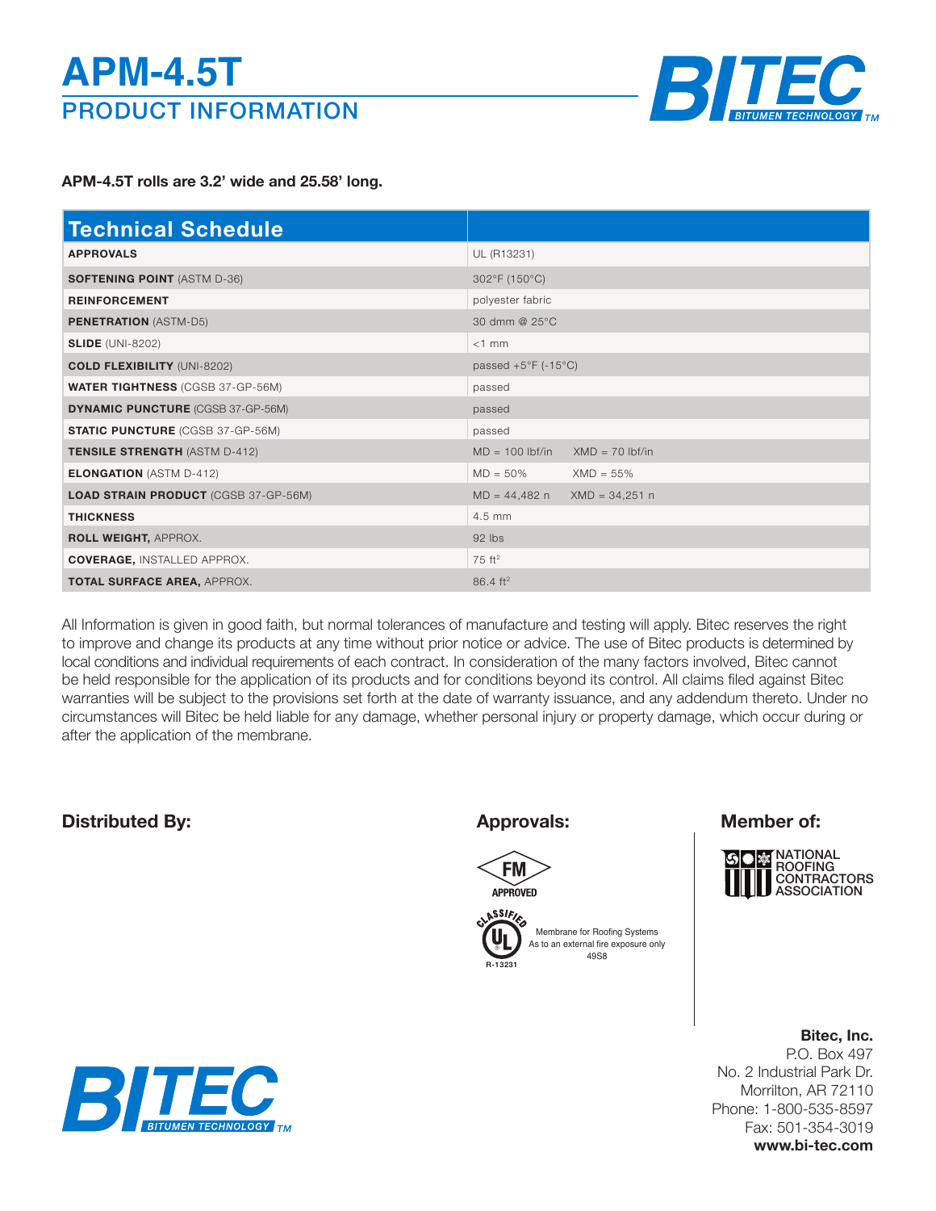# APM-4.5T

## PRODUCT INFORMATION

**APM-4.5T rolls are 3.2' wide and 25.58' long.**

| Technical Schedule | |
|---|---|
| **APPROVALS** | UL (R13231) |
| **SOFTENING POINT** (ASTM D-36) | 302°F (150°C) |
| **REINFORCEMENT** | polyester fabric |
| **PENETRATION** (ASTM-D5) | 30 dmm @ 25°C |
| **SLIDE** (UNI-8202) | <1 mm |
| **COLD FLEXIBILITY** (UNI-8202) | passed +5°F (-15°C) |
| **WATER TIGHTNESS** (CGSB 37-GP-56M) | passed |
| **DYNAMIC PUNCTURE** (CGSB 37-GP-56M) | passed |
| **STATIC PUNCTURE** (CGSB 37-GP-56M) | passed |
| **TENSILE STRENGTH** (ASTM D-412) | MD = 100 lbf/in XMD = 70 lbf/in |
| **ELONGATION** (ASTM D-412) | MD = 50% XMD = 55% |
| **LOAD STRAIN PRODUCT** (CGSB 37-GP-56M) | MD = 44,482 n XMD = 34,251 n |
| **THICKNESS** | 4.5 mm |
| **ROLL WEIGHT,** APPROX. | 92 lbs |
| **COVERAGE,** INSTALLED APPROX. | 75 $ft^2$ |
| **TOTAL SURFACE AREA,** APPROX. | 86.4 $ft^2$ |

All Information is given in good faith, but normal tolerances of manufacture and testing will apply. Bitec reserves the right to improve and change its products at any time without prior notice or advice. The use of Bitec products is determined by local conditions and individual requirements of each contract. In consideration of the many factors involved, Bitec cannot be held responsible for the application of its products and for conditions beyond its control. All claims filed against Bitec warranties will be subject to the provisions set forth at the date of warranty issuance, and any addendum thereto. Under no circumstances will Bitec be held liable for any damage, whether personal injury or property damage, which occur during or after the application of the membrane.

**Distributed By:**

**Approvals:**

FM APPROVED

CLASSIFIED UL R-13231

Membrane for Roofing Systems
As to an external fire exposure only
49S8

**Member of:**

NATIONAL ROOFING CONTRACTORS ASSOCIATION

**Bitec, Inc.**
P.O. Box 497
No. 2 Industrial Park Dr.
Morrilton, AR 72110
Phone: 1-800-535-8597
Fax: 501-354-3019
**www.bi-tec.com**